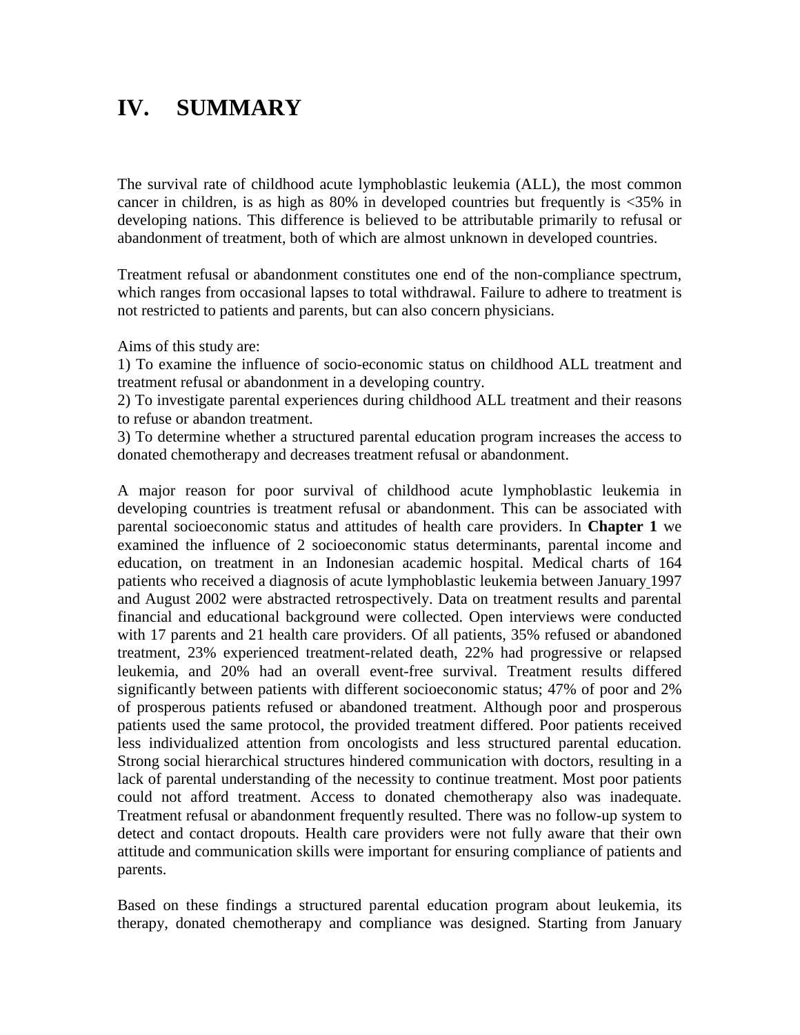# IV. SUMMARY

The survival rate of childhood acute lymphoblastic leukemia (ALL), the most common cancer in children, is as high as 80% in developed countries but frequently is <35% in developing nations. This difference is believed to be attributable primarily to refusal or abandonment of treatment, both of which are almost unknown in developed countries.

Treatment refusal or abandonment constitutes one end of the non-compliance spectrum, which ranges from occasional lapses to total withdrawal. Failure to adhere to treatment is not restricted to patients and parents, but can also concern physicians.

Aims of this study are:
1) To examine the influence of socio-economic status on childhood ALL treatment and treatment refusal or abandonment in a developing country.
2) To investigate parental experiences during childhood ALL treatment and their reasons to refuse or abandon treatment.
3) To determine whether a structured parental education program increases the access to donated chemotherapy and decreases treatment refusal or abandonment.

A major reason for poor survival of childhood acute lymphoblastic leukemia in developing countries is treatment refusal or abandonment. This can be associated with parental socioeconomic status and attitudes of health care providers. In **Chapter 1** we examined the influence of 2 socioeconomic status determinants, parental income and education, on treatment in an Indonesian academic hospital. Medical charts of 164 patients who received a diagnosis of acute lymphoblastic leukemia between January 1997 and August 2002 were abstracted retrospectively. Data on treatment results and parental financial and educational background were collected. Open interviews were conducted with 17 parents and 21 health care providers. Of all patients, 35% refused or abandoned treatment, 23% experienced treatment-related death, 22% had progressive or relapsed leukemia, and 20% had an overall event-free survival. Treatment results differed significantly between patients with different socioeconomic status; 47% of poor and 2% of prosperous patients refused or abandoned treatment. Although poor and prosperous patients used the same protocol, the provided treatment differed. Poor patients received less individualized attention from oncologists and less structured parental education. Strong social hierarchical structures hindered communication with doctors, resulting in a lack of parental understanding of the necessity to continue treatment. Most poor patients could not afford treatment. Access to donated chemotherapy also was inadequate. Treatment refusal or abandonment frequently resulted. There was no follow-up system to detect and contact dropouts. Health care providers were not fully aware that their own attitude and communication skills were important for ensuring compliance of patients and parents.

Based on these findings a structured parental education program about leukemia, its therapy, donated chemotherapy and compliance was designed. Starting from January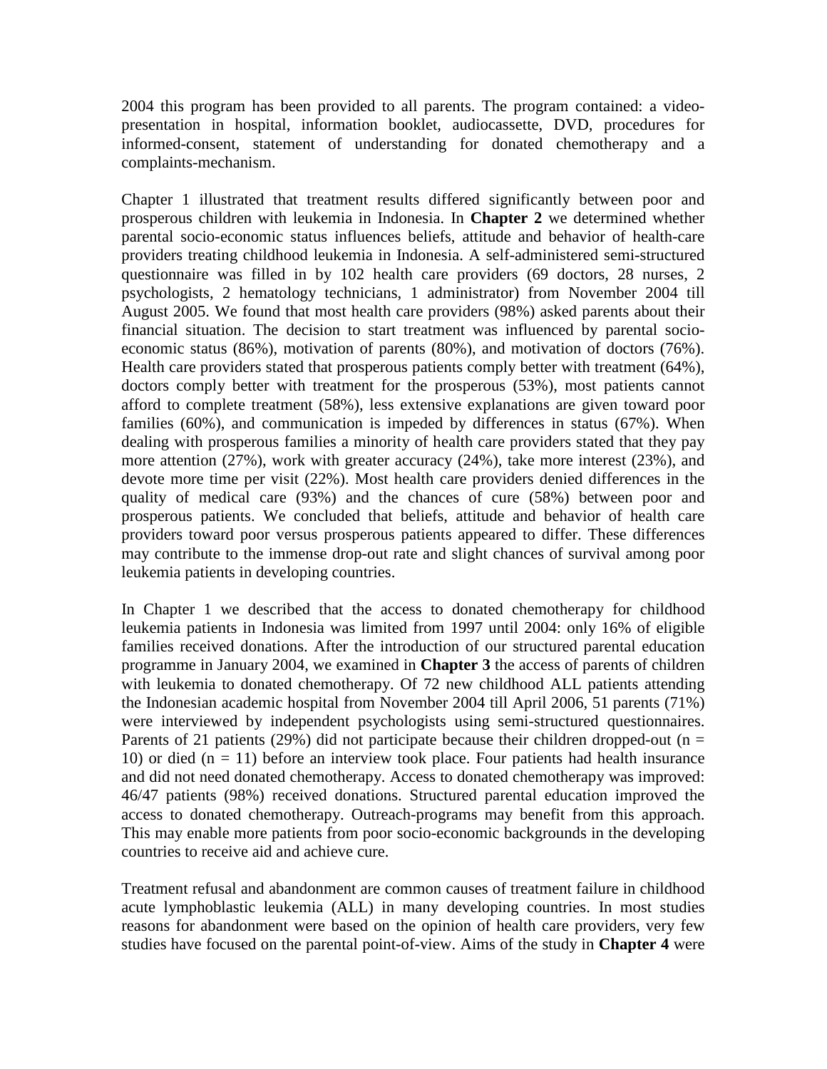2004 this program has been provided to all parents. The program contained: a video-presentation in hospital, information booklet, audiocassette, DVD, procedures for informed-consent, statement of understanding for donated chemotherapy and a complaints-mechanism.

Chapter 1 illustrated that treatment results differed significantly between poor and prosperous children with leukemia in Indonesia. In **Chapter 2** we determined whether parental socio-economic status influences beliefs, attitude and behavior of health-care providers treating childhood leukemia in Indonesia. A self-administered semi-structured questionnaire was filled in by 102 health care providers (69 doctors, 28 nurses, 2 psychologists, 2 hematology technicians, 1 administrator) from November 2004 till August 2005. We found that most health care providers (98%) asked parents about their financial situation. The decision to start treatment was influenced by parental socio-economic status (86%), motivation of parents (80%), and motivation of doctors (76%). Health care providers stated that prosperous patients comply better with treatment (64%), doctors comply better with treatment for the prosperous (53%), most patients cannot afford to complete treatment (58%), less extensive explanations are given toward poor families (60%), and communication is impeded by differences in status (67%). When dealing with prosperous families a minority of health care providers stated that they pay more attention (27%), work with greater accuracy (24%), take more interest (23%), and devote more time per visit (22%). Most health care providers denied differences in the quality of medical care (93%) and the chances of cure (58%) between poor and prosperous patients. We concluded that beliefs, attitude and behavior of health care providers toward poor versus prosperous patients appeared to differ. These differences may contribute to the immense drop-out rate and slight chances of survival among poor leukemia patients in developing countries.

In Chapter 1 we described that the access to donated chemotherapy for childhood leukemia patients in Indonesia was limited from 1997 until 2004: only 16% of eligible families received donations. After the introduction of our structured parental education programme in January 2004, we examined in **Chapter 3** the access of parents of children with leukemia to donated chemotherapy. Of 72 new childhood ALL patients attending the Indonesian academic hospital from November 2004 till April 2006, 51 parents (71%) were interviewed by independent psychologists using semi-structured questionnaires. Parents of 21 patients (29%) did not participate because their children dropped-out (n = 10) or died (n = 11) before an interview took place. Four patients had health insurance and did not need donated chemotherapy. Access to donated chemotherapy was improved: 46/47 patients (98%) received donations. Structured parental education improved the access to donated chemotherapy. Outreach-programs may benefit from this approach. This may enable more patients from poor socio-economic backgrounds in the developing countries to receive aid and achieve cure.

Treatment refusal and abandonment are common causes of treatment failure in childhood acute lymphoblastic leukemia (ALL) in many developing countries. In most studies reasons for abandonment were based on the opinion of health care providers, very few studies have focused on the parental point-of-view. Aims of the study in **Chapter 4** were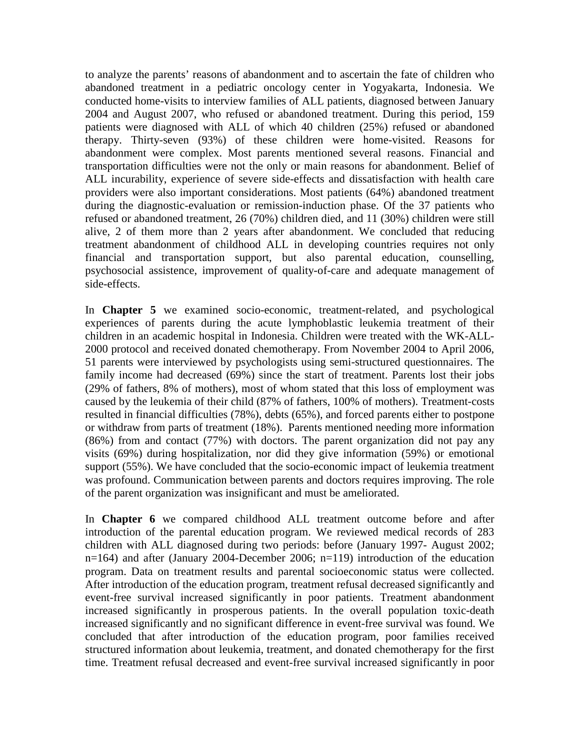to analyze the parents' reasons of abandonment and to ascertain the fate of children who abandoned treatment in a pediatric oncology center in Yogyakarta, Indonesia. We conducted home-visits to interview families of ALL patients, diagnosed between January 2004 and August 2007, who refused or abandoned treatment. During this period, 159 patients were diagnosed with ALL of which 40 children (25%) refused or abandoned therapy. Thirty-seven (93%) of these children were home-visited. Reasons for abandonment were complex. Most parents mentioned several reasons. Financial and transportation difficulties were not the only or main reasons for abandonment. Belief of ALL incurability, experience of severe side-effects and dissatisfaction with health care providers were also important considerations. Most patients (64%) abandoned treatment during the diagnostic-evaluation or remission-induction phase. Of the 37 patients who refused or abandoned treatment, 26 (70%) children died, and 11 (30%) children were still alive, 2 of them more than 2 years after abandonment. We concluded that reducing treatment abandonment of childhood ALL in developing countries requires not only financial and transportation support, but also parental education, counselling, psychosocial assistence, improvement of quality-of-care and adequate management of side-effects.

In **Chapter 5** we examined socio-economic, treatment-related, and psychological experiences of parents during the acute lymphoblastic leukemia treatment of their children in an academic hospital in Indonesia. Children were treated with the WK-ALL-2000 protocol and received donated chemotherapy. From November 2004 to April 2006, 51 parents were interviewed by psychologists using semi-structured questionnaires. The family income had decreased (69%) since the start of treatment. Parents lost their jobs (29% of fathers, 8% of mothers), most of whom stated that this loss of employment was caused by the leukemia of their child (87% of fathers, 100% of mothers). Treatment-costs resulted in financial difficulties (78%), debts (65%), and forced parents either to postpone or withdraw from parts of treatment (18%). Parents mentioned needing more information (86%) from and contact (77%) with doctors. The parent organization did not pay any visits (69%) during hospitalization, nor did they give information (59%) or emotional support (55%). We have concluded that the socio-economic impact of leukemia treatment was profound. Communication between parents and doctors requires improving. The role of the parent organization was insignificant and must be ameliorated.

In **Chapter 6** we compared childhood ALL treatment outcome before and after introduction of the parental education program. We reviewed medical records of 283 children with ALL diagnosed during two periods: before (January 1997- August 2002; n=164) and after (January 2004-December 2006; n=119) introduction of the education program. Data on treatment results and parental socioeconomic status were collected. After introduction of the education program, treatment refusal decreased significantly and event-free survival increased significantly in poor patients. Treatment abandonment increased significantly in prosperous patients. In the overall population toxic-death increased significantly and no significant difference in event-free survival was found. We concluded that after introduction of the education program, poor families received structured information about leukemia, treatment, and donated chemotherapy for the first time. Treatment refusal decreased and event-free survival increased significantly in poor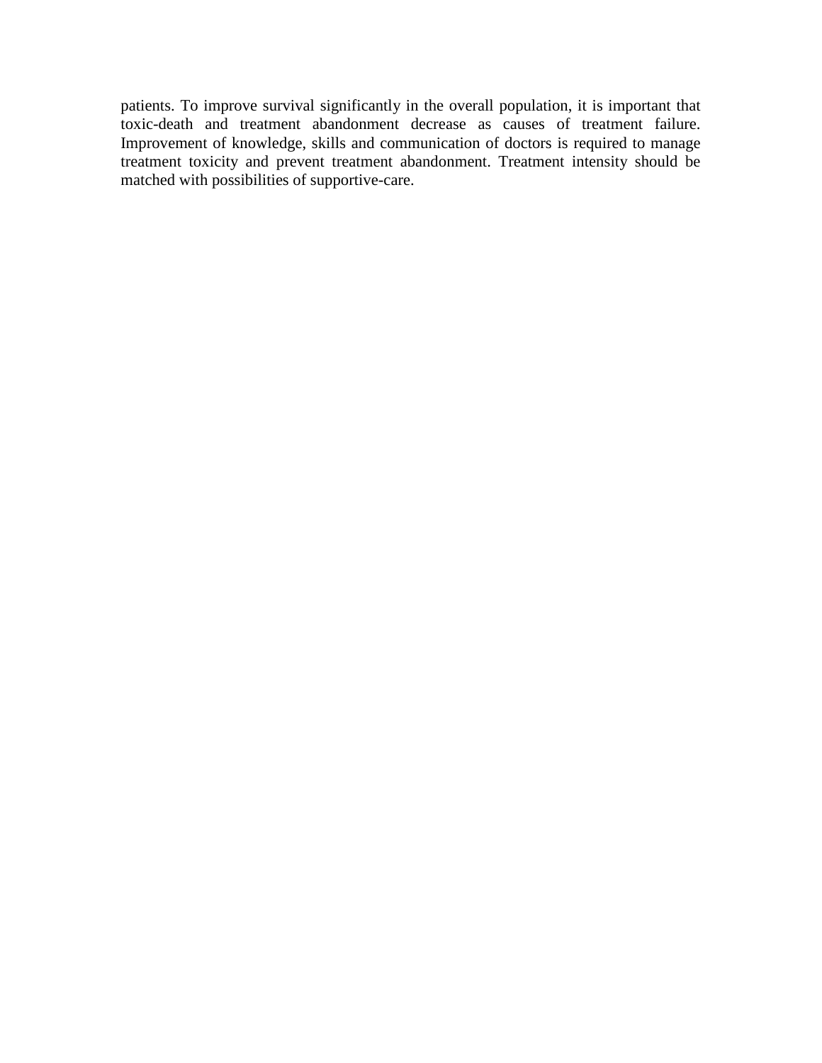patients. To improve survival significantly in the overall population, it is important that toxic-death and treatment abandonment decrease as causes of treatment failure. Improvement of knowledge, skills and communication of doctors is required to manage treatment toxicity and prevent treatment abandonment. Treatment intensity should be matched with possibilities of supportive-care.